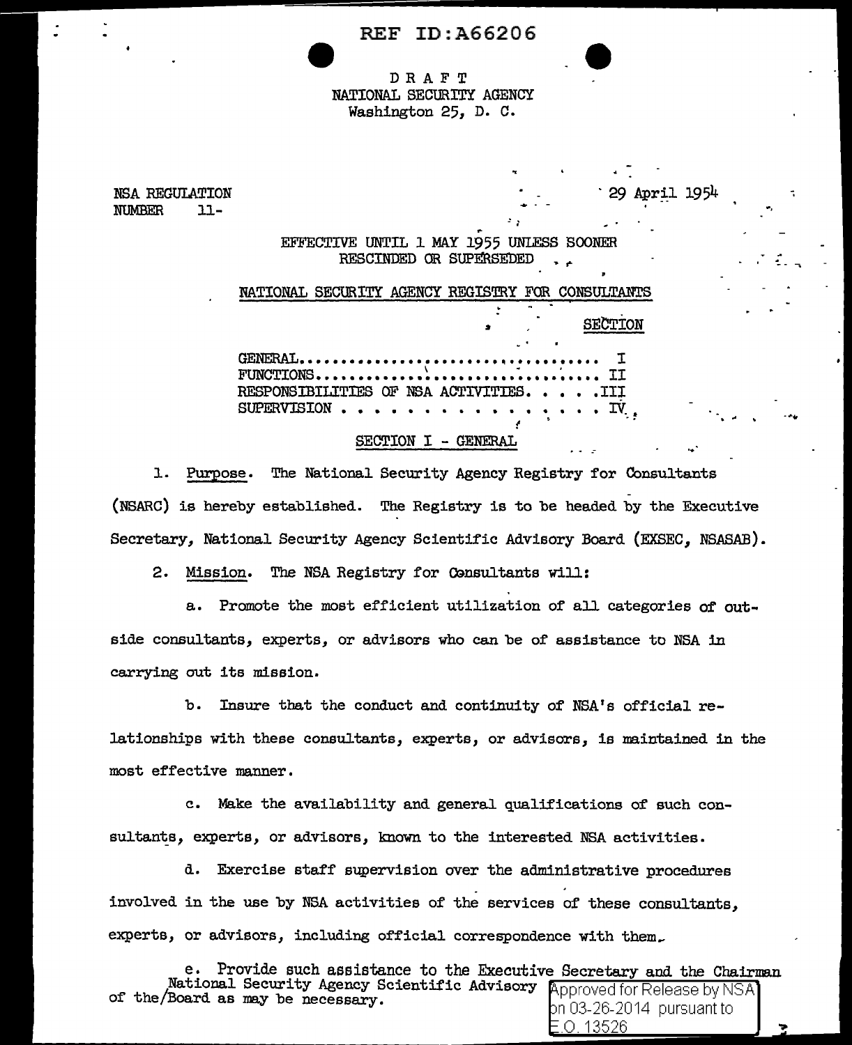REF ID:A66206

DRAFT
NATIONAL SECURITY AGENCY
Washington 25, D. C.

NSA REGULATION
NUMBER 11-

29 April 1954

EFFECTIVE UNTIL 1 MAY 1955 UNLESS SOONER RESCINDED OR SUPERSEDED

# NATIONAL SECURITY AGENCY REGISTRY FOR CONSULTANTS

| | SECTION |
|---|---|
| GENERAL | I |
| FUNCTIONS | II |
| RESPONSIBILITIES OF NSA ACTIVITIES | III |
| SUPERVISION | IV |

## SECTION I - GENERAL

1. Purpose. The National Security Agency Registry for Consultants (NSARC) is hereby established. The Registry is to be headed by the Executive Secretary, National Security Agency Scientific Advisory Board (EXSEC, NSASAB).

2. Mission. The NSA Registry for Consultants will:

a. Promote the most efficient utilization of all categories of outside consultants, experts, or advisors who can be of assistance to NSA in carrying out its mission.

b. Insure that the conduct and continuity of NSA's official relationships with these consultants, experts, or advisors, is maintained in the most effective manner.

c. Make the availability and general qualifications of such consultants, experts, or advisors, known to the interested NSA activities.

d. Exercise staff supervision over the administrative procedures involved in the use by NSA activities of the services of these consultants, experts, or advisors, including official correspondence with them.

e. Provide such assistance to the Executive Secretary and the Chairman of the National Security Agency Scientific Advisory Board as may be necessary.

Approved for Release by NSA on 03-26-2014 pursuant to E.O. 13526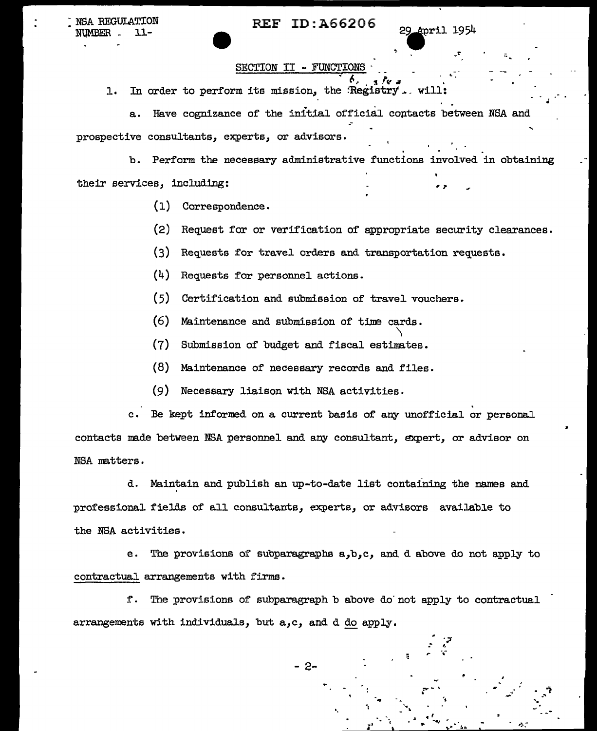## SECTION II - FUNCTIONS

1. In order to perform its mission, the Registry will:

   a. Have cognizance of the initial official contacts between NSA and prospective consultants, experts, or advisors.

   b. Perform the necessary administrative functions involved in obtaining their services, including:

      (1) Correspondence.

      (2) Request for or verification of appropriate security clearances.

      (3) Requests for travel orders and transportation requests.

      (4) Requests for personnel actions.

      (5) Certification and submission of travel vouchers.

      (6) Maintenance and submission of time cards.

      (7) Submission of budget and fiscal estimates.

      (8) Maintenance of necessary records and files.

      (9) Necessary liaison with NSA activities.

   c. Be kept informed on a current basis of any unofficial or personal contacts made between NSA personnel and any consultant, expert, or advisor on NSA matters.

   d. Maintain and publish an up-to-date list containing the names and professional fields of all consultants, experts, or advisors available to the NSA activities.

   e. The provisions of subparagraphs a,b,c, and d above do not apply to contractual arrangements with firms.

   f. The provisions of subparagraph b above do not apply to contractual arrangements with individuals, but a,c, and d do apply.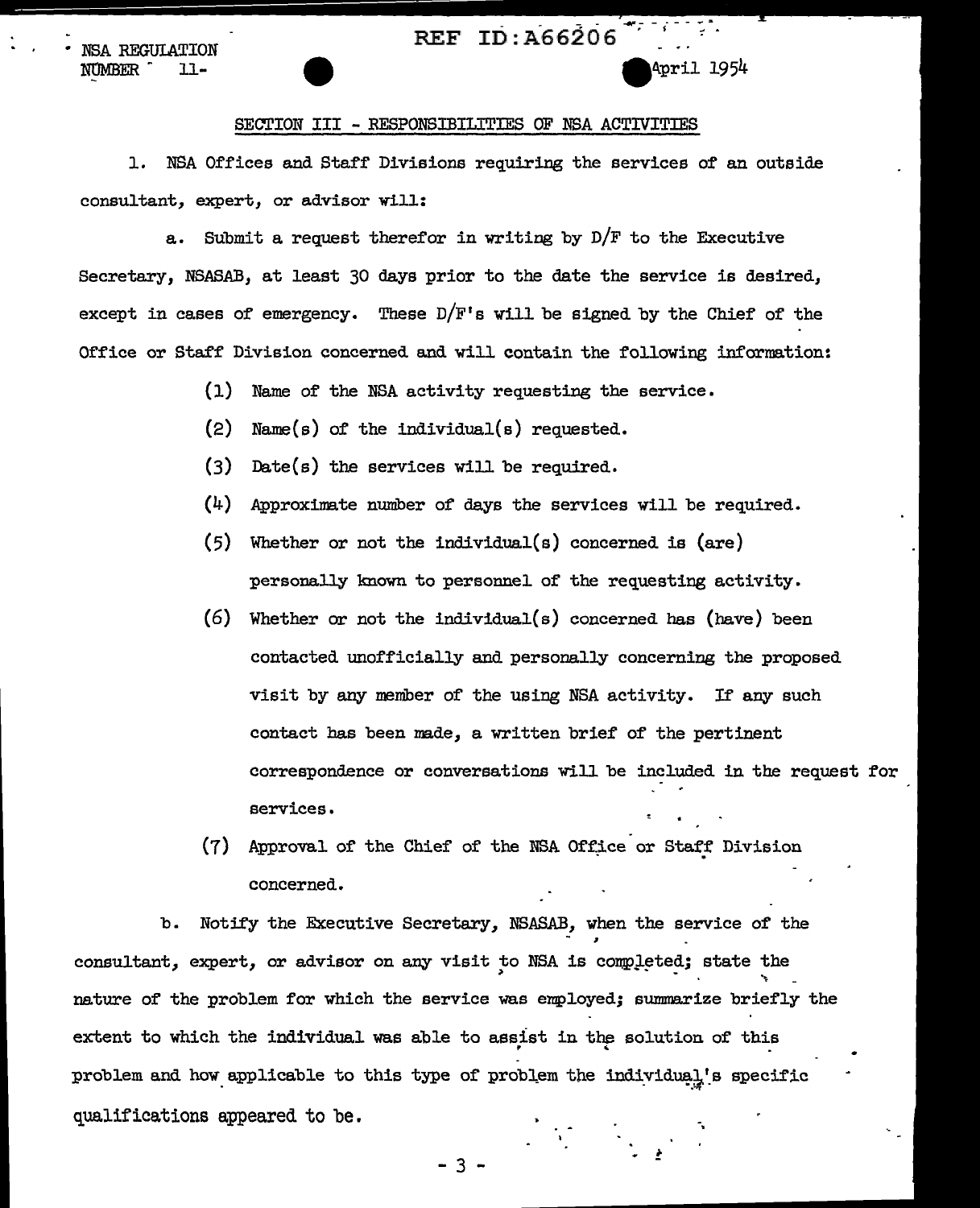## SECTION III - RESPONSIBILITIES OF NSA ACTIVITIES

1. NSA Offices and Staff Divisions requiring the services of an outside consultant, expert, or advisor will:

   a. Submit a request therefor in writing by D/F to the Executive Secretary, NSASAB, at least 30 days prior to the date the service is desired, except in cases of emergency. These D/F's will be signed by the Chief of the Office or Staff Division concerned and will contain the following information:

      (1) Name of the NSA activity requesting the service.

      (2) Name(s) of the individual(s) requested.

      (3) Date(s) the services will be required.

      (4) Approximate number of days the services will be required.

      (5) Whether or not the individual(s) concerned is (are) personally known to personnel of the requesting activity.

      (6) Whether or not the individual(s) concerned has (have) been contacted unofficially and personally concerning the proposed visit by any member of the using NSA activity. If any such contact has been made, a written brief of the pertinent correspondence or conversations will be included in the request for services.

      (7) Approval of the Chief of the NSA Office or Staff Division concerned.

   b. Notify the Executive Secretary, NSASAB, when the service of the consultant, expert, or advisor on any visit to NSA is completed; state the nature of the problem for which the service was employed; summarize briefly the extent to which the individual was able to assist in the solution of this problem and how applicable to this type of problem the individual's specific qualifications appeared to be.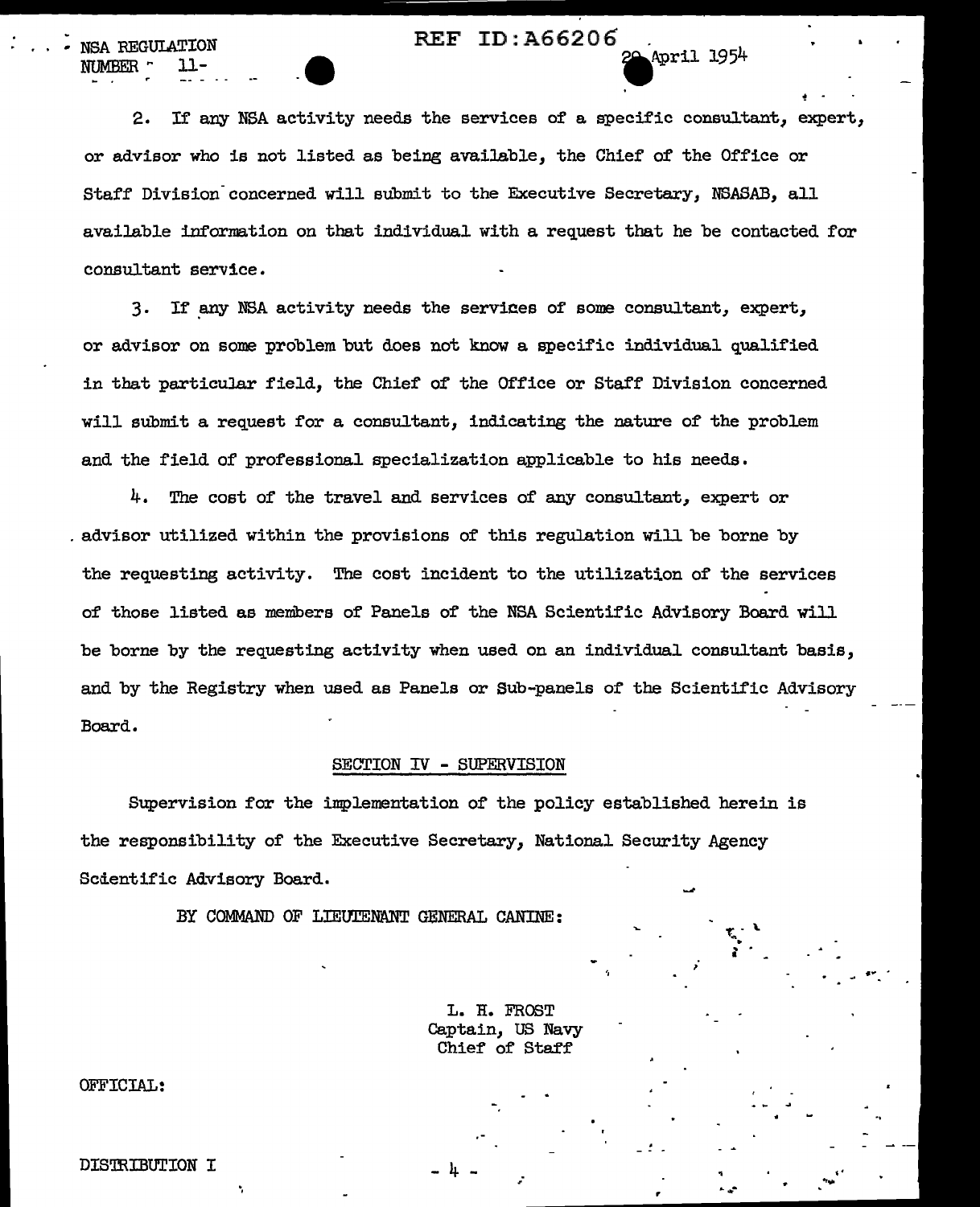2. If any NSA activity needs the services of a specific consultant, expert, or advisor who is not listed as being available, the Chief of the Office or Staff Division concerned will submit to the Executive Secretary, NSASAB, all available information on that individual with a request that he be contacted for consultant service.

3. If any NSA activity needs the services of some consultant, expert, or advisor on some problem but does not know a specific individual qualified in that particular field, the Chief of the Office or Staff Division concerned will submit a request for a consultant, indicating the nature of the problem and the field of professional specialization applicable to his needs.

4. The cost of the travel and services of any consultant, expert or advisor utilized within the provisions of this regulation will be borne by the requesting activity. The cost incident to the utilization of the services of those listed as members of Panels of the NSA Scientific Advisory Board will be borne by the requesting activity when used on an individual consultant basis, and by the Registry when used as Panels or Sub-panels of the Scientific Advisory Board.

SECTION IV - SUPERVISION

Supervision for the implementation of the policy established herein is the responsibility of the Executive Secretary, National Security Agency Scientific Advisory Board.

BY COMMAND OF LIEUTENANT GENERAL CANINE:

L. H. FROST
Captain, US Navy
Chief of Staff

OFFICIAL:

DISTRIBUTION I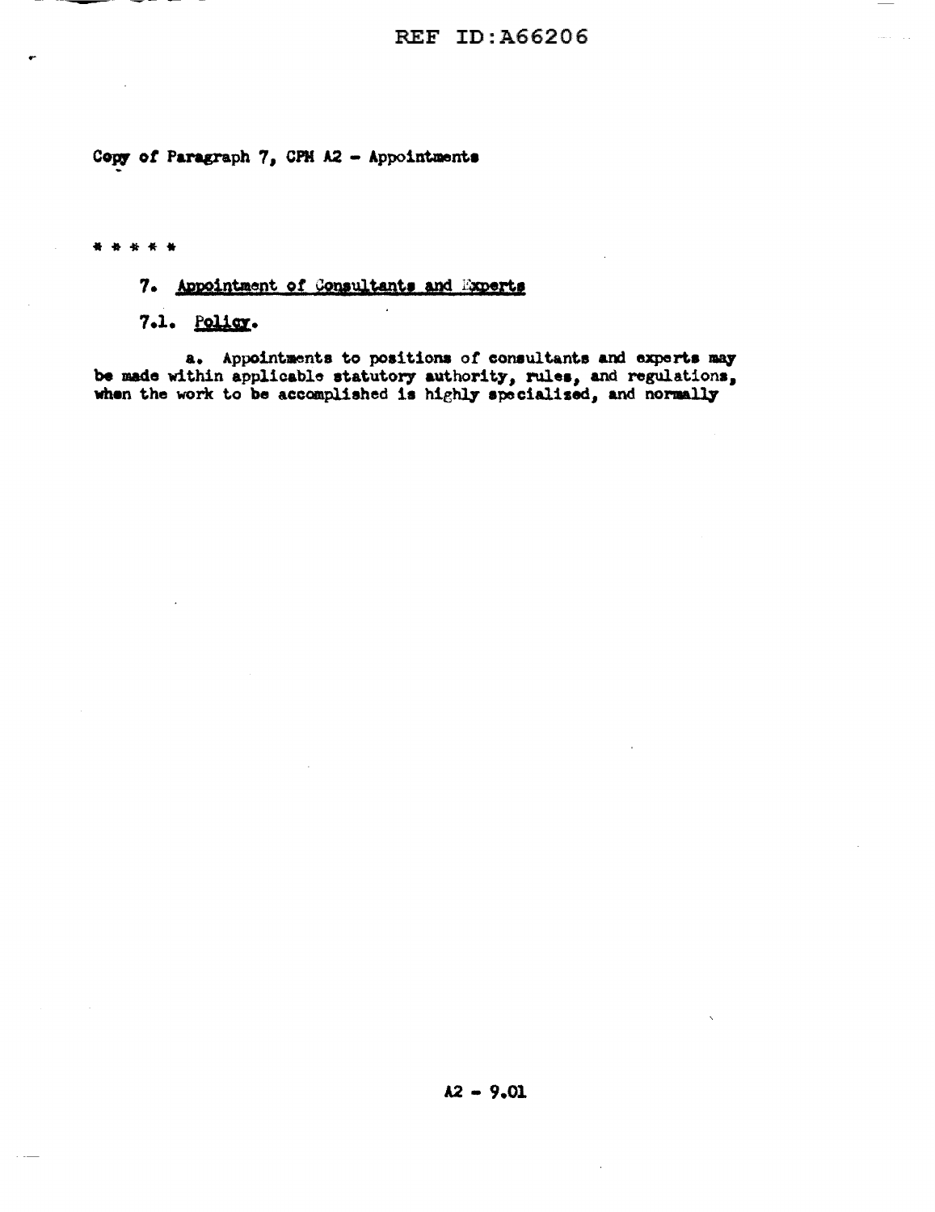Copy of Paragraph 7, CPM A2 - Appointments

* * * * *

7. Appointment of Consultants and Experts

7.1. Policy.

a. Appointments to positions of consultants and experts may be made within applicable statutory authority, rules, and regulations, when the work to be accomplished is highly specialized, and normally

A2 - 9.01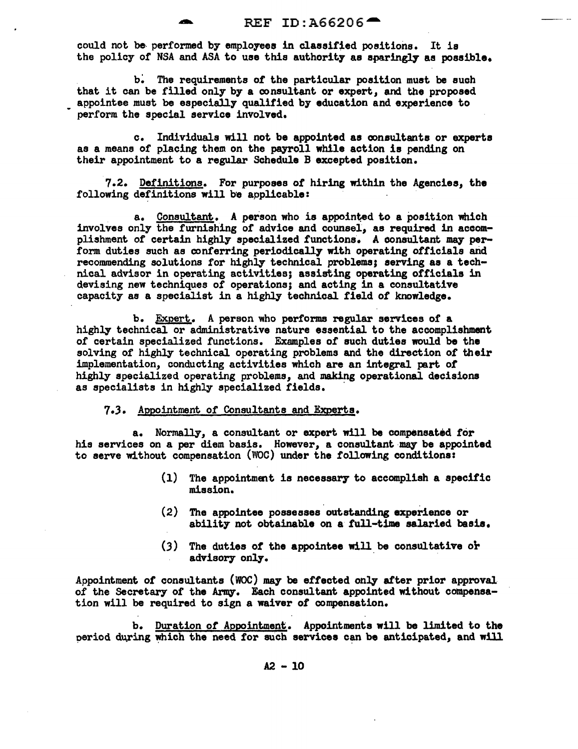could not be performed by employees in classified positions. It is the policy of NSA and ASA to use this authority as sparingly as possible.

b. The requirements of the particular position must be such that it can be filled only by a consultant or expert, and the proposed appointee must be especially qualified by education and experience to perform the special service involved.

c. Individuals will not be appointed as consultants or experts as a means of placing them on the payroll while action is pending on their appointment to a regular Schedule B excepted position.

7.2. Definitions. For purposes of hiring within the Agencies, the following definitions will be applicable:

a. Consultant. A person who is appointed to a position which involves only the furnishing of advice and counsel, as required in accomplishment of certain highly specialized functions. A consultant may perform duties such as conferring periodically with operating officials and recommending solutions for highly technical problems; serving as a technical advisor in operating activities; assisting operating officials in devising new techniques of operations; and acting in a consultative capacity as a specialist in a highly technical field of knowledge.

b. Expert. A person who performs regular services of a highly technical or administrative nature essential to the accomplishment of certain specialized functions. Examples of such duties would be the solving of highly technical operating problems and the direction of their implementation, conducting activities which are an integral part of highly specialized operating problems, and making operational decisions as specialists in highly specialized fields.

7.3. Appointment of Consultants and Experts.

a. Normally, a consultant or expert will be compensated for his services on a per diem basis. However, a consultant may be appointed to serve without compensation (WOC) under the following conditions:

(1) The appointment is necessary to accomplish a specific mission.

(2) The appointee possesses outstanding experience or ability not obtainable on a full-time salaried basis.

(3) The duties of the appointee will be consultative or advisory only.

Appointment of consultants (WOC) may be effected only after prior approval of the Secretary of the Army. Each consultant appointed without compensation will be required to sign a waiver of compensation.

b. Duration of Appointment. Appointments will be limited to the period during which the need for such services can be anticipated, and will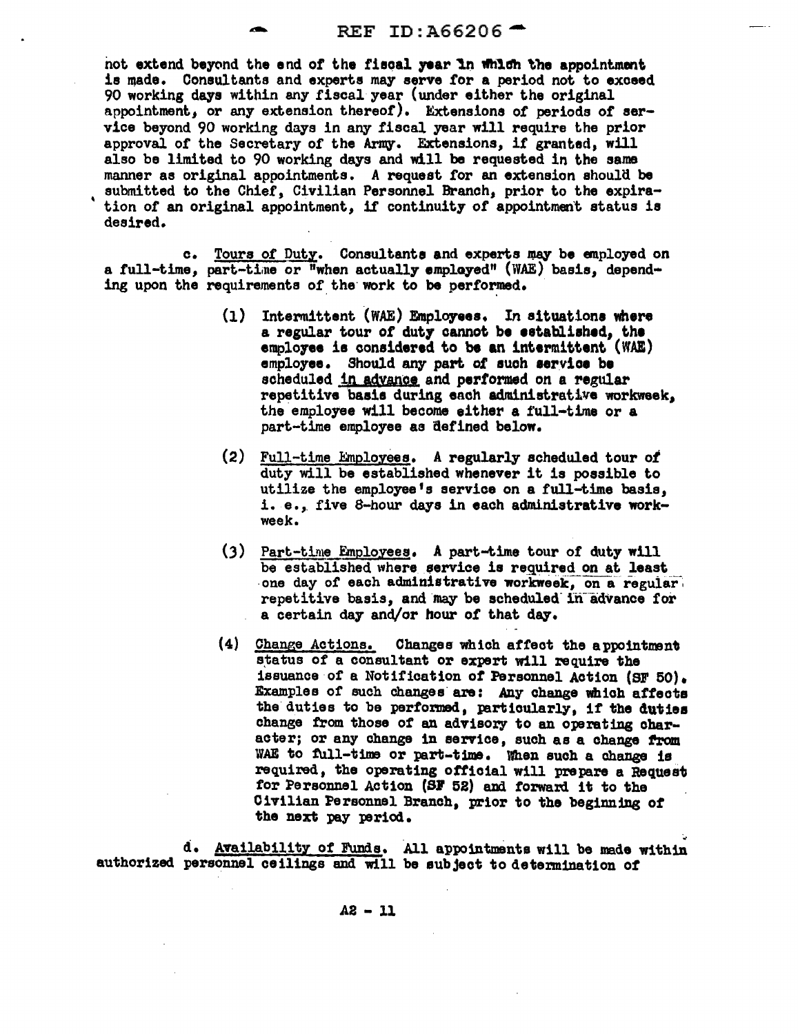not extend beyond the end of the fiscal year in which the appointment is made. Consultants and experts may serve for a period not to exceed 90 working days within any fiscal year (under either the original appointment, or any extension thereof). Extensions of periods of service beyond 90 working days in any fiscal year will require the prior approval of the Secretary of the Army. Extensions, if granted, will also be limited to 90 working days and will be requested in the same manner as original appointments. A request for an extension should be submitted to the Chief, Civilian Personnel Branch, prior to the expiration of an original appointment, if continuity of appointment status is desired.

c. Tours of Duty. Consultants and experts may be employed on a full-time, part-time or "when actually employed" (WAE) basis, depending upon the requirements of the work to be performed.

(1) Intermittent (WAE) Employees. In situations where a regular tour of duty cannot be established, the employee is considered to be an intermittent (WAE) employee. Should any part of such service be scheduled in advance and performed on a regular repetitive basis during each administrative workweek, the employee will become either a full-time or a part-time employee as defined below.

(2) Full-time Employees. A regularly scheduled tour of duty will be established whenever it is possible to utilize the employee's service on a full-time basis, i. e., five 8-hour days in each administrative workweek.

(3) Part-time Employees. A part-time tour of duty will be established where service is required on at least one day of each administrative workweek, on a regular repetitive basis, and may be scheduled in advance for a certain day and/or hour of that day.

(4) Change Actions. Changes which affect the appointment status of a consultant or expert will require the issuance of a Notification of Personnel Action (SF 50). Examples of such changes are: Any change which affects the duties to be performed, particularly, if the duties change from those of an advisory to an operating character; or any change in service, such as a change from WAE to full-time or part-time. When such a change is required, the operating official will prepare a Request for Personnel Action (SF 52) and forward it to the Civilian Personnel Branch, prior to the beginning of the next pay period.

d. Availability of Funds. All appointments will be made within authorized personnel ceilings and will be subject to determination of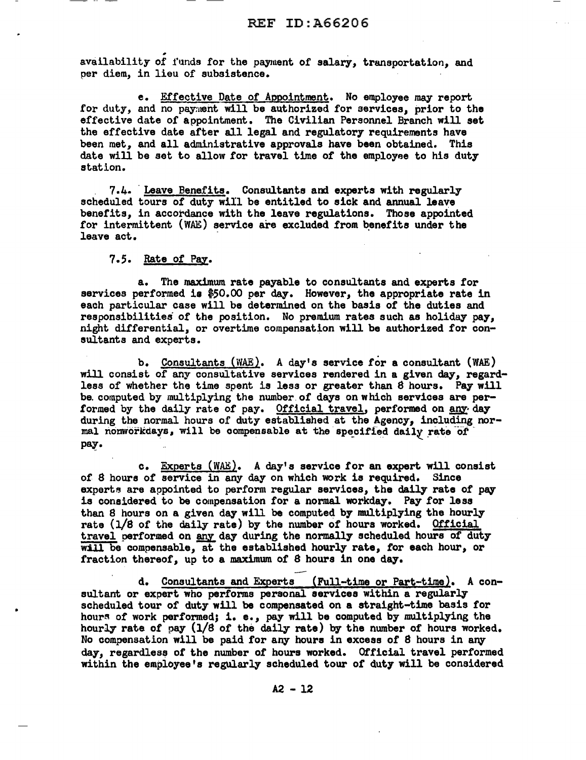availability of funds for the payment of salary, transportation, and per diem, in lieu of subsistence.

e. Effective Date of Appointment. No employee may report for duty, and no payment will be authorized for services, prior to the effective date of appointment. The Civilian Personnel Branch will set the effective date after all legal and regulatory requirements have been met, and all administrative approvals have been obtained. This date will be set to allow for travel time of the employee to his duty station.

7.4. Leave Benefits. Consultants and experts with regularly scheduled tours of duty will be entitled to sick and annual leave benefits, in accordance with the leave regulations. Those appointed for intermittent (WAE) service are excluded from benefits under the leave act.

7.5. Rate of Pay.

a. The maximum rate payable to consultants and experts for services performed is $50.00 per day. However, the appropriate rate in each particular case will be determined on the basis of the duties and responsibilities of the position. No premium rates such as holiday pay, night differential, or overtime compensation will be authorized for consultants and experts.

b. Consultants (WAE). A day's service for a consultant (WAE) will consist of any consultative services rendered in a given day, regardless of whether the time spent is less or greater than 8 hours. Pay will be computed by multiplying the number of days on which services are performed by the daily rate of pay. Official travel, performed on any day during the normal hours of duty established at the Agency, including normal nonworkdays, will be compensable at the specified daily rate of pay.

c. Experts (WAE). A day's service for an expert will consist of 8 hours of service in any day on which work is required. Since experts are appointed to perform regular services, the daily rate of pay is considered to be compensation for a normal workday. Pay for less than 8 hours on a given day will be computed by multiplying the hourly rate (1/8 of the daily rate) by the number of hours worked. Official travel performed on any day during the normally scheduled hours of duty will be compensable, at the established hourly rate, for each hour, or fraction thereof, up to a maximum of 8 hours in one day.

d. Consultants and Experts (Full-time or Part-time). A consultant or expert who performs personal services within a regularly scheduled tour of duty will be compensated on a straight-time basis for hours of work performed; i. e., pay will be computed by multiplying the hourly rate of pay (1/8 of the daily rate) by the number of hours worked. No compensation will be paid for any hours in excess of 8 hours in any day, regardless of the number of hours worked. Official travel performed within the employee's regularly scheduled tour of duty will be considered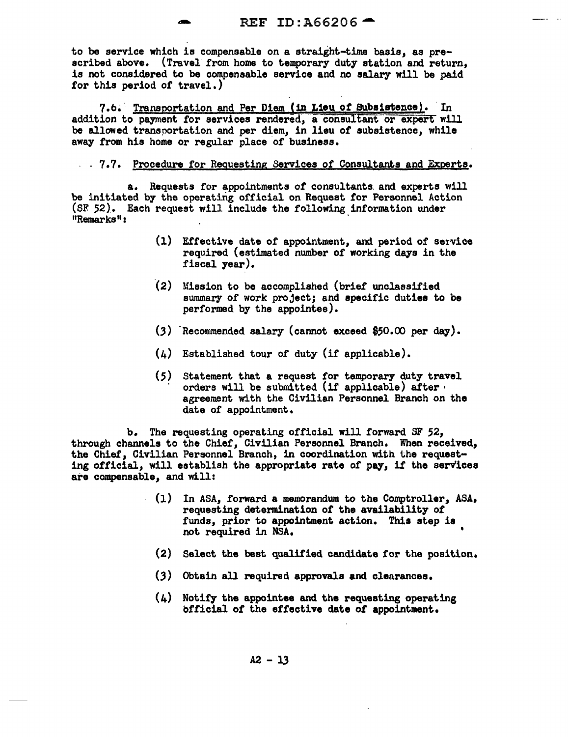to be service which is compensable on a straight-time basis, as prescribed above. (Travel from home to temporary duty station and return, is not considered to be compensable service and no salary will be paid for this period of travel.)

7.6. Transportation and Per Diem (in Lieu of Subsistence). In addition to payment for services rendered, a consultant or expert will be allowed transportation and per diem, in lieu of subsistence, while away from his home or regular place of business.

7.7. Procedure for Requesting Services of Consultants and Experts.

a. Requests for appointments of consultants and experts will be initiated by the operating official on Request for Personnel Action (SF 52). Each request will include the following information under "Remarks":

(1) Effective date of appointment, and period of service required (estimated number of working days in the fiscal year).

(2) Mission to be accomplished (brief unclassified summary of work project; and specific duties to be performed by the appointee).

(3) Recommended salary (cannot exceed $50.00 per day).

(4) Established tour of duty (if applicable).

(5) Statement that a request for temporary duty travel orders will be submitted (if applicable) after agreement with the Civilian Personnel Branch on the date of appointment.

b. The requesting operating official will forward SF 52, through channels to the Chief, Civilian Personnel Branch. When received, the Chief, Civilian Personnel Branch, in coordination with the requesting official, will establish the appropriate rate of pay, if the services are compensable, and will:

(1) In ASA, forward a memorandum to the Comptroller, ASA, requesting determination of the availability of funds, prior to appointment action. This step is not required in NSA.

(2) Select the best qualified candidate for the position.

(3) Obtain all required approvals and clearances.

(4) Notify the appointee and the requesting operating official of the effective date of appointment.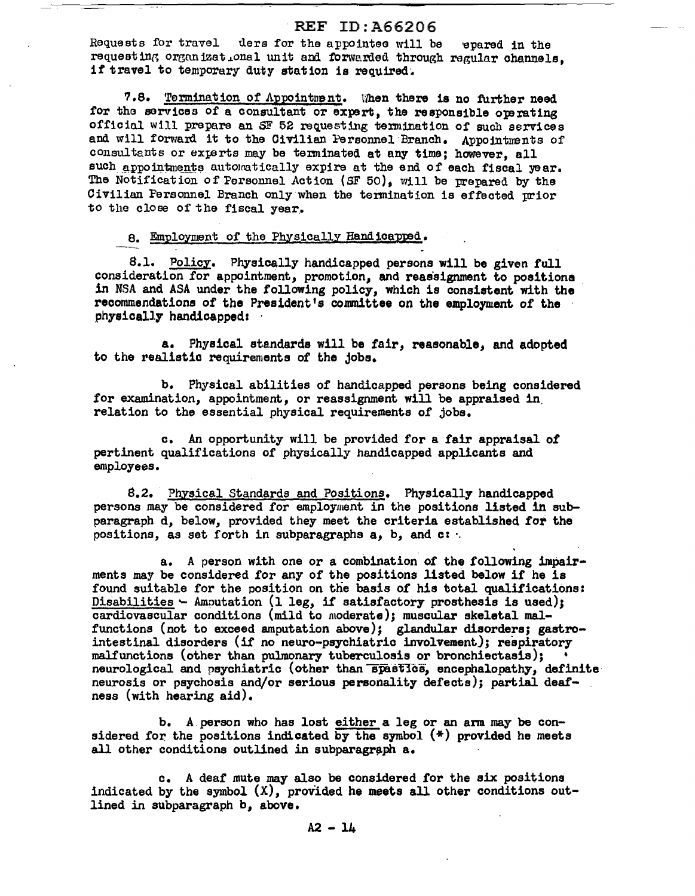Requests for travel ders for the appointee will be epared in the requesting organizational unit and forwarded through regular channels, if travel to temporary duty station is required.

7.8. Termination of Appointment. When there is no further need for the services of a consultant or expert, the responsible operating official will prepare an SF 52 requesting termination of such services and will forward it to the Civilian Personnel Branch. Appointments of consultants or experts may be terminated at any time; however, all such appointments automatically expire at the end of each fiscal year. The Notification of Personnel Action (SF 50), will be prepared by the Civilian Personnel Branch only when the termination is effected prior to the close of the fiscal year.

8. Employment of the Physically Handicapped.

8.1. Policy. Physically handicapped persons will be given full consideration for appointment, promotion, and reassignment to positions in NSA and ASA under the following policy, which is consistent with the recommendations of the President's committee on the employment of the physically handicapped:

a. Physical standards will be fair, reasonable, and adopted to the realistic requirements of the jobs.

b. Physical abilities of handicapped persons being considered for examination, appointment, or reassignment will be appraised in relation to the essential physical requirements of jobs.

c. An opportunity will be provided for a fair appraisal of pertinent qualifications of physically handicapped applicants and employees.

8.2. Physical Standards and Positions. Physically handicapped persons may be considered for employment in the positions listed in subparagraph d, below, provided they meet the criteria established for the positions, as set forth in subparagraphs a, b, and c:

a. A person with one or a combination of the following impairments may be considered for any of the positions listed below if he is found suitable for the position on the basis of his total qualifications: Disabilities - Amputation (1 leg, if satisfactory prosthesis is used); cardiovascular conditions (mild to moderate); muscular skeletal malfunctions (not to exceed amputation above); glandular disorders; gastrointestinal disorders (if no neuro-psychiatric involvement); respiratory malfunctions (other than pulmonary tuberculosis or bronchiectasis); neurological and psychiatric (other than spastics, encephalopathy, definite neurosis or psychosis and/or serious personality defects); partial deafness (with hearing aid).

b. A person who has lost either a leg or an arm may be considered for the positions indicated by the symbol (*) provided he meets all other conditions outlined in subparagraph a.

c. A deaf mute may also be considered for the six positions indicated by the symbol (X), provided he meets all other conditions outlined in subparagraph b, above.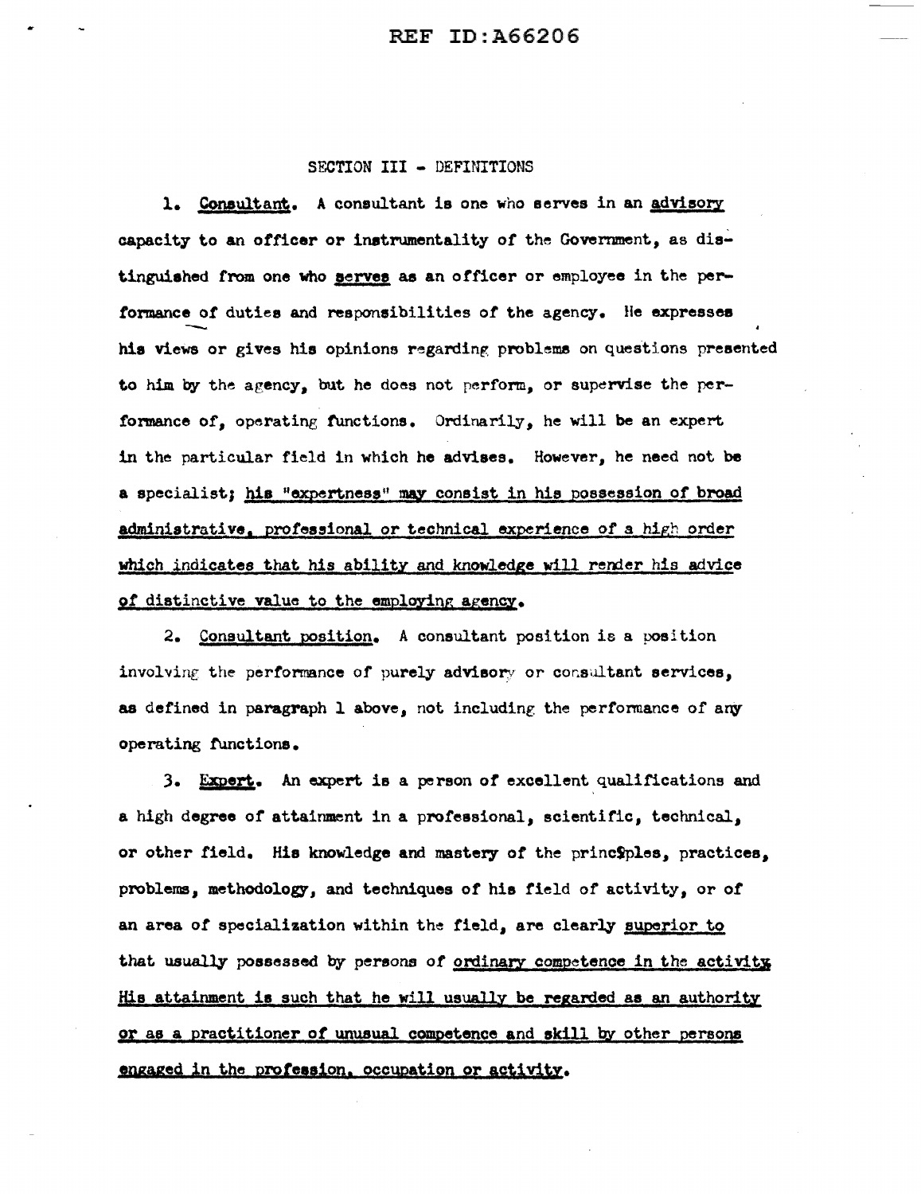## SECTION III - DEFINITIONS

1. Consultant. A consultant is one who serves in an advisory capacity to an officer or instrumentality of the Government, as distinguished from one who serves as an officer or employee in the performance of duties and responsibilities of the agency. He expresses his views or gives his opinions regarding problems on questions presented to him by the agency, but he does not perform, or supervise the performance of, operating functions. Ordinarily, he will be an expert in the particular field in which he advises. However, he need not be a specialist; his "expertness" may consist in his possession of broad administrative, professional or technical experience of a high order which indicates that his ability and knowledge will render his advice of distinctive value to the employing agency.

2. Consultant position. A consultant position is a position involving the performance of purely advisory or consultant services, as defined in paragraph 1 above, not including the performance of any operating functions.

3. Expert. An expert is a person of excellent qualifications and a high degree of attainment in a professional, scientific, technical, or other field. His knowledge and mastery of the princ$ples, practices, problems, methodology, and techniques of his field of activity, or of an area of specialization within the field, are clearly superior to that usually possessed by persons of ordinary competence in the activity His attainment is such that he will usually be regarded as an authority or as a practitioner of unusual competence and skill by other persons engaged in the profession, occupation or activity.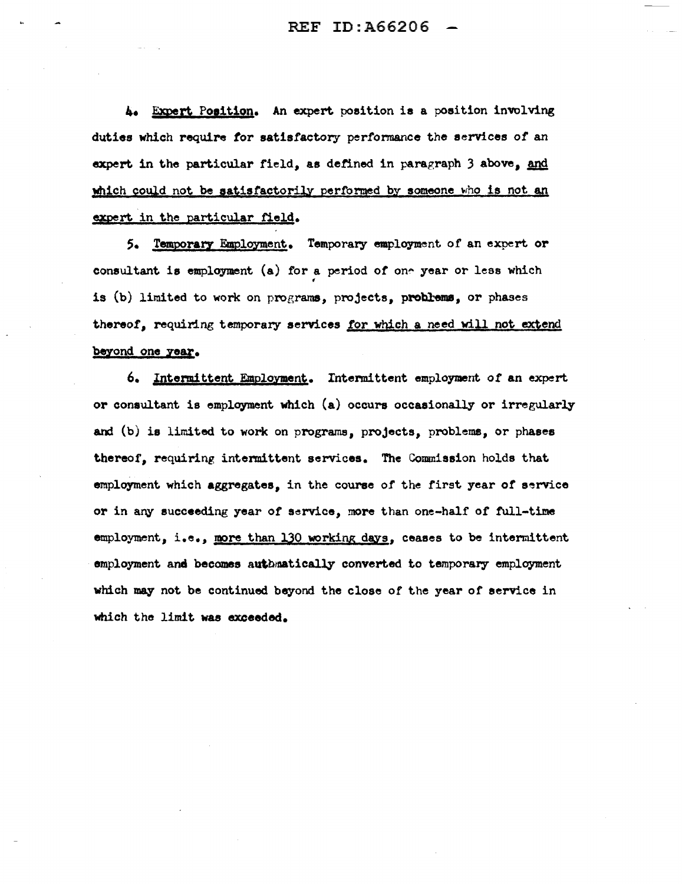4. <u>Expert Position</u>. An expert position is a position involving duties which require for satisfactory performance the services of an expert in the particular field, as defined in paragraph 3 above, <u>and which could not be satisfactorily performed by someone who is not an expert in the particular field</u>.

5. <u>Temporary Employment</u>. Temporary employment of an expert or consultant is employment (a) for a period of one year or less which is (b) limited to work on programs, projects, problems, or phases thereof, requiring temporary services <u>for which a need will not extend beyond one year</u>.

6. <u>Intermittent Employment</u>. Intermittent employment of an expert or consultant is employment which (a) occurs occasionally or irregularly and (b) is limited to work on programs, projects, problems, or phases thereof, requiring intermittent services. The Commission holds that employment which aggregates, in the course of the first year of service or in any succeeding year of service, more than one-half of full-time employment, i.e., <u>more than 130 working days</u>, ceases to be intermittent employment and becomes automatically converted to temporary employment which may not be continued beyond the close of the year of service in which the limit was exceeded.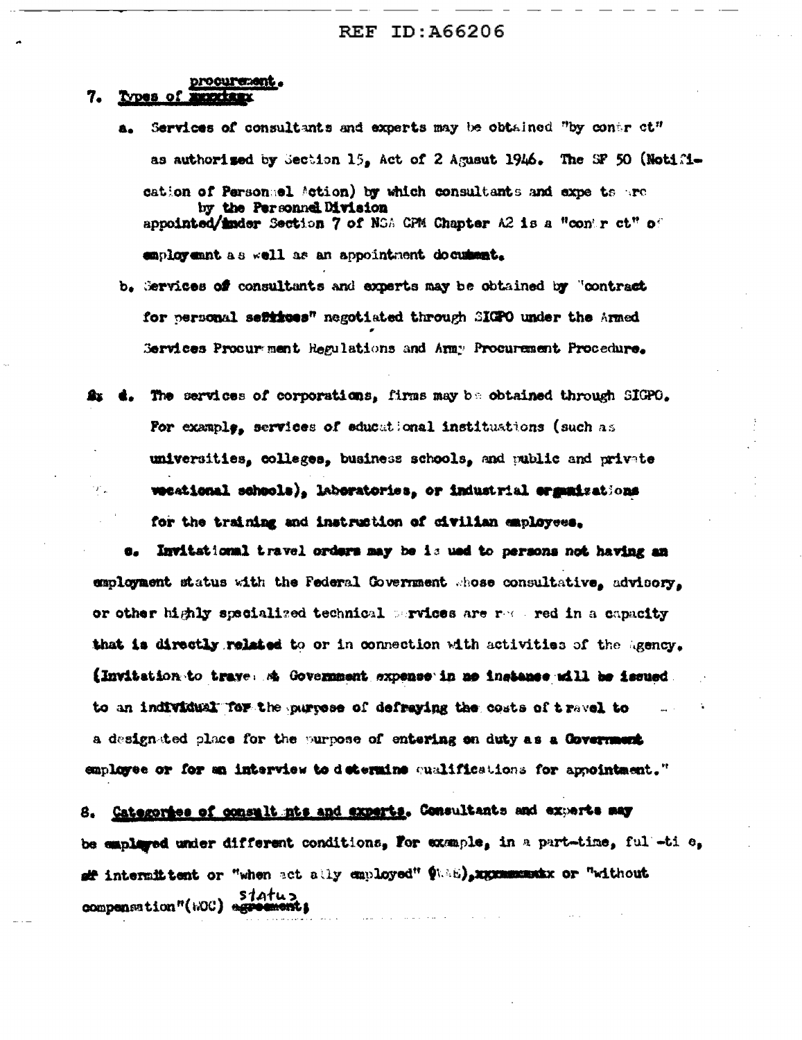7. Types of procurement.

a. Services of consultants and experts may be obtained "by contract" as authorized by Section 15, Act of 2 August 1946. The SF 50 (Notification of Personnel Action) by which consultants and experts are appointed by the Personnel Division under Section 7 of NSA CPM Chapter A2 is a "contract" of employment as well as an appointment document.

b. Services of consultants and experts may be obtained by "contract for personal services" negotiated through SIGPO under the Armed Services Procurement Regulations and Army Procurement Procedure.

d. The services of corporations, firms may be obtained through SIGPO. For example, services of educational institutions (such as universities, colleges, business schools, and public and private vocational schools), laboratories, or industrial organizations for the training and instruction of civilian employees.

e. Invitational travel orders may be issued to persons not having an employment status with the Federal Government whose consultative, advisory, or other highly specialized technical services are required in a capacity that is directly related to or in connection with activities of the Agency. (Invitation to travel at Government expense in no instance will be issued to an individual for the purpose of defraying the costs of travel to a designated place for the purpose of entering on duty as a Government employee or for an interview to determine qualifications for appointment."

8. Categories of consultants and experts. Consultants and experts may be employed under different conditions, For example, in a part-time, full-time, or intermittent or "when actually employed" (WAE), or "without compensation"(WOC) status;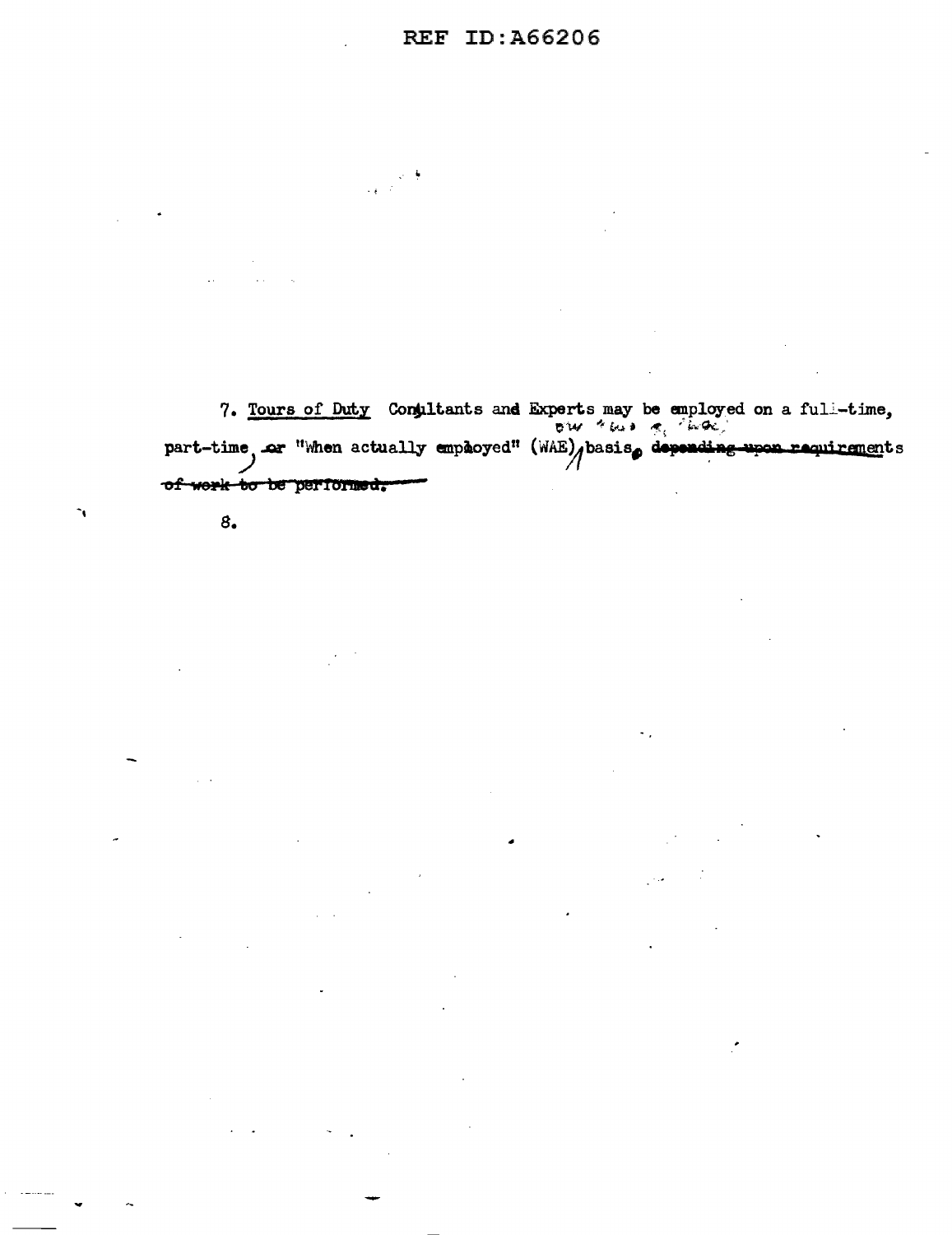7. Tours of Duty Consultants and Experts may be employed on a full-time, part-time, or "When actually employed" (WAE) basis, ~~depending upon requirements of work to be performed.~~

8.